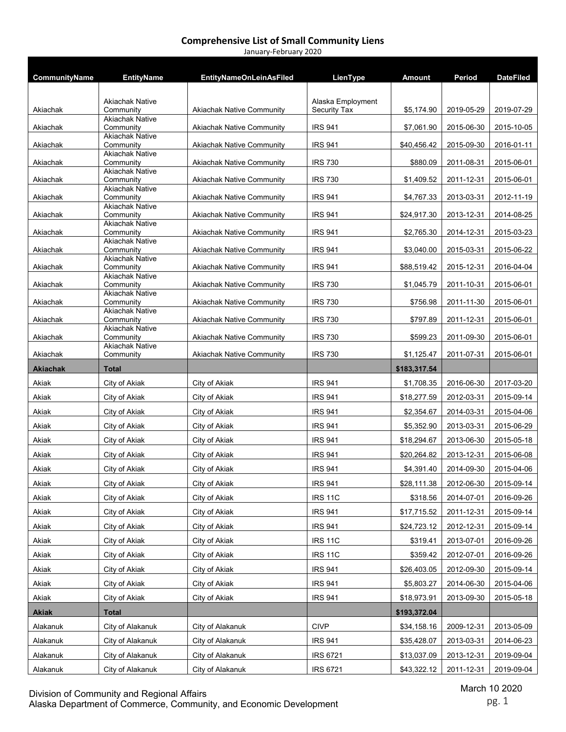# Comprehensive List of Small Community Liens

January-February 2020

| CommunityName | EntityName | EntityNameOnLeinAsFiled | LienType | Amount | Period | DateFiled |
|---|---|---|---|---|---|---|
| Akiachak | Akiachak Native Community | Akiachak Native Community | Alaska Employment Security Tax | $5,174.90 | 2019-05-29 | 2019-07-29 |
| Akiachak | Akiachak Native Community | Akiachak Native Community | IRS 941 | $7,061.90 | 2015-06-30 | 2015-10-05 |
| Akiachak | Akiachak Native Community | Akiachak Native Community | IRS 941 | $40,456.42 | 2015-09-30 | 2016-01-11 |
| Akiachak | Akiachak Native Community | Akiachak Native Community | IRS 730 | $880.09 | 2011-08-31 | 2015-06-01 |
| Akiachak | Akiachak Native Community | Akiachak Native Community | IRS 730 | $1,409.52 | 2011-12-31 | 2015-06-01 |
| Akiachak | Akiachak Native Community | Akiachak Native Community | IRS 941 | $4,767.33 | 2013-03-31 | 2012-11-19 |
| Akiachak | Akiachak Native Community | Akiachak Native Community | IRS 941 | $24,917.30 | 2013-12-31 | 2014-08-25 |
| Akiachak | Akiachak Native Community | Akiachak Native Community | IRS 941 | $2,765.30 | 2014-12-31 | 2015-03-23 |
| Akiachak | Akiachak Native Community | Akiachak Native Community | IRS 941 | $3,040.00 | 2015-03-31 | 2015-06-22 |
| Akiachak | Akiachak Native Community | Akiachak Native Community | IRS 941 | $88,519.42 | 2015-12-31 | 2016-04-04 |
| Akiachak | Akiachak Native Community | Akiachak Native Community | IRS 730 | $1,045.79 | 2011-10-31 | 2015-06-01 |
| Akiachak | Akiachak Native Community | Akiachak Native Community | IRS 730 | $756.98 | 2011-11-30 | 2015-06-01 |
| Akiachak | Akiachak Native Community | Akiachak Native Community | IRS 730 | $797.89 | 2011-12-31 | 2015-06-01 |
| Akiachak | Akiachak Native Community | Akiachak Native Community | IRS 730 | $599.23 | 2011-09-30 | 2015-06-01 |
| Akiachak | Akiachak Native Community | Akiachak Native Community | IRS 730 | $1,125.47 | 2011-07-31 | 2015-06-01 |
| **Akiachak** | **Total** | | | **$183,317.54** | | |
| Akiak | City of Akiak | City of Akiak | IRS 941 | $1,708.35 | 2016-06-30 | 2017-03-20 |
| Akiak | City of Akiak | City of Akiak | IRS 941 | $18,277.59 | 2012-03-31 | 2015-09-14 |
| Akiak | City of Akiak | City of Akiak | IRS 941 | $2,354.67 | 2014-03-31 | 2015-04-06 |
| Akiak | City of Akiak | City of Akiak | IRS 941 | $5,352.90 | 2013-03-31 | 2015-06-29 |
| Akiak | City of Akiak | City of Akiak | IRS 941 | $18,294.67 | 2013-06-30 | 2015-05-18 |
| Akiak | City of Akiak | City of Akiak | IRS 941 | $20,264.82 | 2013-12-31 | 2015-06-08 |
| Akiak | City of Akiak | City of Akiak | IRS 941 | $4,391.40 | 2014-09-30 | 2015-04-06 |
| Akiak | City of Akiak | City of Akiak | IRS 941 | $28,111.38 | 2012-06-30 | 2015-09-14 |
| Akiak | City of Akiak | City of Akiak | IRS 11C | $318.56 | 2014-07-01 | 2016-09-26 |
| Akiak | City of Akiak | City of Akiak | IRS 941 | $17,715.52 | 2011-12-31 | 2015-09-14 |
| Akiak | City of Akiak | City of Akiak | IRS 941 | $24,723.12 | 2012-12-31 | 2015-09-14 |
| Akiak | City of Akiak | City of Akiak | IRS 11C | $319.41 | 2013-07-01 | 2016-09-26 |
| Akiak | City of Akiak | City of Akiak | IRS 11C | $359.42 | 2012-07-01 | 2016-09-26 |
| Akiak | City of Akiak | City of Akiak | IRS 941 | $26,403.05 | 2012-09-30 | 2015-09-14 |
| Akiak | City of Akiak | City of Akiak | IRS 941 | $5,803.27 | 2014-06-30 | 2015-04-06 |
| Akiak | City of Akiak | City of Akiak | IRS 941 | $18,973.91 | 2013-09-30 | 2015-05-18 |
| **Akiak** | **Total** | | | **$193,372.04** | | |
| Alakanuk | City of Alakanuk | City of Alakanuk | CIVP | $34,158.16 | 2009-12-31 | 2013-05-09 |
| Alakanuk | City of Alakanuk | City of Alakanuk | IRS 941 | $35,428.07 | 2013-03-31 | 2014-06-23 |
| Alakanuk | City of Alakanuk | City of Alakanuk | IRS 6721 | $13,037.09 | 2013-12-31 | 2019-09-04 |
| Alakanuk | City of Alakanuk | City of Alakanuk | IRS 6721 | $43,322.12 | 2011-12-31 | 2019-09-04 |

Division of Community and Regional Affairs
Alaska Department of Commerce, Community, and Economic Development

March 10 2020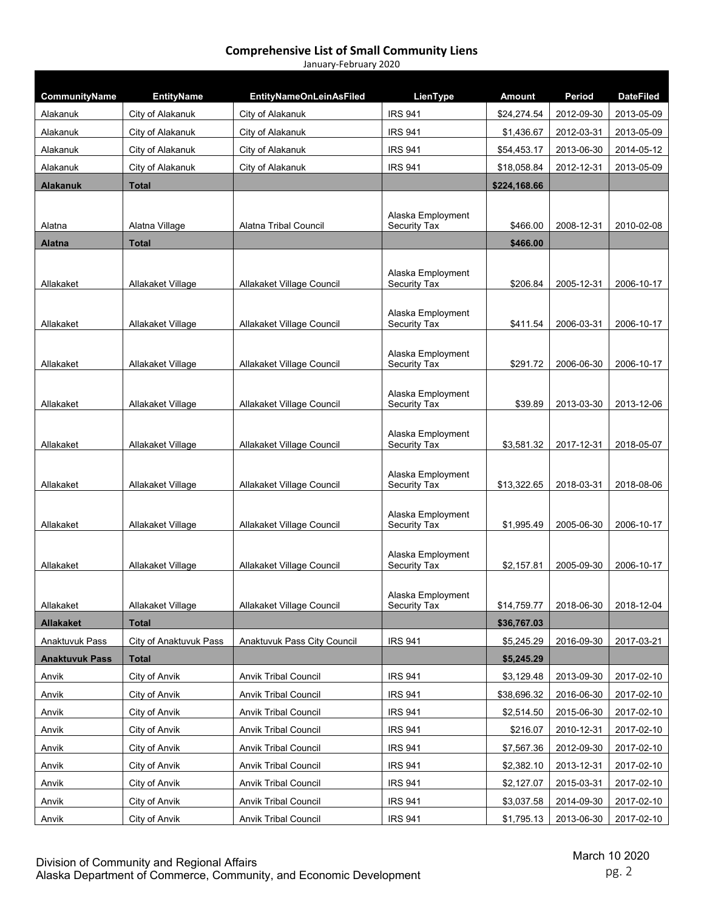# Comprehensive List of Small Community Liens

January-February 2020

| CommunityName | EntityName | EntityNameOnLeinAsFiled | LienType | Amount | Period | DateFiled |
|---|---|---|---|---|---|---|
| Alakanuk | City of Alakanuk | City of Alakanuk | IRS 941 | $24,274.54 | 2012-09-30 | 2013-05-09 |
| Alakanuk | City of Alakanuk | City of Alakanuk | IRS 941 | $1,436.67 | 2012-03-31 | 2013-05-09 |
| Alakanuk | City of Alakanuk | City of Alakanuk | IRS 941 | $54,453.17 | 2013-06-30 | 2014-05-12 |
| Alakanuk | City of Alakanuk | City of Alakanuk | IRS 941 | $18,058.84 | 2012-12-31 | 2013-05-09 |
| **Alakanuk** | **Total** | | | **$224,168.66** | | |
| Alatna | Alatna Village | Alatna Tribal Council | Alaska Employment Security Tax | $466.00 | 2008-12-31 | 2010-02-08 |
| **Alatna** | **Total** | | | **$466.00** | | |
| Allakaket | Allakaket Village | Allakaket Village Council | Alaska Employment Security Tax | $206.84 | 2005-12-31 | 2006-10-17 |
| Allakaket | Allakaket Village | Allakaket Village Council | Alaska Employment Security Tax | $411.54 | 2006-03-31 | 2006-10-17 |
| Allakaket | Allakaket Village | Allakaket Village Council | Alaska Employment Security Tax | $291.72 | 2006-06-30 | 2006-10-17 |
| Allakaket | Allakaket Village | Allakaket Village Council | Alaska Employment Security Tax | $39.89 | 2013-03-30 | 2013-12-06 |
| Allakaket | Allakaket Village | Allakaket Village Council | Alaska Employment Security Tax | $3,581.32 | 2017-12-31 | 2018-05-07 |
| Allakaket | Allakaket Village | Allakaket Village Council | Alaska Employment Security Tax | $13,322.65 | 2018-03-31 | 2018-08-06 |
| Allakaket | Allakaket Village | Allakaket Village Council | Alaska Employment Security Tax | $1,995.49 | 2005-06-30 | 2006-10-17 |
| Allakaket | Allakaket Village | Allakaket Village Council | Alaska Employment Security Tax | $2,157.81 | 2005-09-30 | 2006-10-17 |
| Allakaket | Allakaket Village | Allakaket Village Council | Alaska Employment Security Tax | $14,759.77 | 2018-06-30 | 2018-12-04 |
| **Allakaket** | **Total** | | | **$36,767.03** | | |
| Anaktuvuk Pass | City of Anaktuvuk Pass | Anaktuvuk Pass City Council | IRS 941 | $5,245.29 | 2016-09-30 | 2017-03-21 |
| **Anaktuvuk Pass** | **Total** | | | **$5,245.29** | | |
| Anvik | City of Anvik | Anvik Tribal Council | IRS 941 | $3,129.48 | 2013-09-30 | 2017-02-10 |
| Anvik | City of Anvik | Anvik Tribal Council | IRS 941 | $38,696.32 | 2016-06-30 | 2017-02-10 |
| Anvik | City of Anvik | Anvik Tribal Council | IRS 941 | $2,514.50 | 2015-06-30 | 2017-02-10 |
| Anvik | City of Anvik | Anvik Tribal Council | IRS 941 | $216.07 | 2010-12-31 | 2017-02-10 |
| Anvik | City of Anvik | Anvik Tribal Council | IRS 941 | $7,567.36 | 2012-09-30 | 2017-02-10 |
| Anvik | City of Anvik | Anvik Tribal Council | IRS 941 | $2,382.10 | 2013-12-31 | 2017-02-10 |
| Anvik | City of Anvik | Anvik Tribal Council | IRS 941 | $2,127.07 | 2015-03-31 | 2017-02-10 |
| Anvik | City of Anvik | Anvik Tribal Council | IRS 941 | $3,037.58 | 2014-09-30 | 2017-02-10 |
| Anvik | City of Anvik | Anvik Tribal Council | IRS 941 | $1,795.13 | 2013-06-30 | 2017-02-10 |

Division of Community and Regional Affairs
Alaska Department of Commerce, Community, and Economic Development

March 10 2020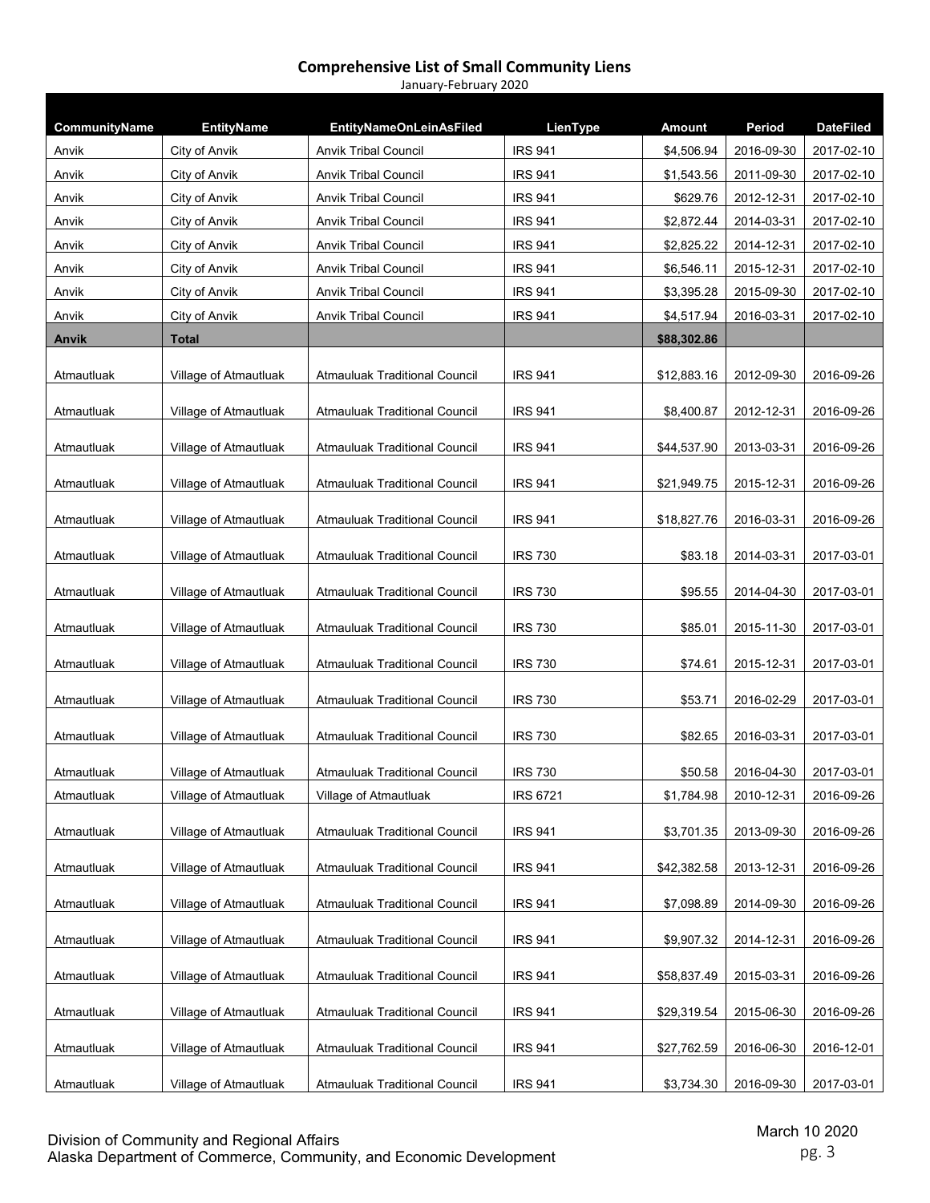## Comprehensive List of Small Community Liens

January-February 2020

| CommunityName | EntityName | EntityNameOnLeinAsFiled | LienType | Amount | Period | DateFiled |
|---|---|---|---|---|---|---|
| Anvik | City of Anvik | Anvik Tribal Council | IRS 941 | $4,506.94 | 2016-09-30 | 2017-02-10 |
| Anvik | City of Anvik | Anvik Tribal Council | IRS 941 | $1,543.56 | 2011-09-30 | 2017-02-10 |
| Anvik | City of Anvik | Anvik Tribal Council | IRS 941 | $629.76 | 2012-12-31 | 2017-02-10 |
| Anvik | City of Anvik | Anvik Tribal Council | IRS 941 | $2,872.44 | 2014-03-31 | 2017-02-10 |
| Anvik | City of Anvik | Anvik Tribal Council | IRS 941 | $2,825.22 | 2014-12-31 | 2017-02-10 |
| Anvik | City of Anvik | Anvik Tribal Council | IRS 941 | $6,546.11 | 2015-12-31 | 2017-02-10 |
| Anvik | City of Anvik | Anvik Tribal Council | IRS 941 | $3,395.28 | 2015-09-30 | 2017-02-10 |
| Anvik | City of Anvik | Anvik Tribal Council | IRS 941 | $4,517.94 | 2016-03-31 | 2017-02-10 |
| **Anvik** | **Total** | | | **$88,302.86** | | |
| Atmautluak | Village of Atmautluak | Atmauluak Traditional Council | IRS 941 | $12,883.16 | 2012-09-30 | 2016-09-26 |
| Atmautluak | Village of Atmautluak | Atmauluak Traditional Council | IRS 941 | $8,400.87 | 2012-12-31 | 2016-09-26 |
| Atmautluak | Village of Atmautluak | Atmauluak Traditional Council | IRS 941 | $44,537.90 | 2013-03-31 | 2016-09-26 |
| Atmautluak | Village of Atmautluak | Atmauluak Traditional Council | IRS 941 | $21,949.75 | 2015-12-31 | 2016-09-26 |
| Atmautluak | Village of Atmautluak | Atmauluak Traditional Council | IRS 941 | $18,827.76 | 2016-03-31 | 2016-09-26 |
| Atmautluak | Village of Atmautluak | Atmauluak Traditional Council | IRS 730 | $83.18 | 2014-03-31 | 2017-03-01 |
| Atmautluak | Village of Atmautluak | Atmauluak Traditional Council | IRS 730 | $95.55 | 2014-04-30 | 2017-03-01 |
| Atmautluak | Village of Atmautluak | Atmauluak Traditional Council | IRS 730 | $85.01 | 2015-11-30 | 2017-03-01 |
| Atmautluak | Village of Atmautluak | Atmauluak Traditional Council | IRS 730 | $74.61 | 2015-12-31 | 2017-03-01 |
| Atmautluak | Village of Atmautluak | Atmauluak Traditional Council | IRS 730 | $53.71 | 2016-02-29 | 2017-03-01 |
| Atmautluak | Village of Atmautluak | Atmauluak Traditional Council | IRS 730 | $82.65 | 2016-03-31 | 2017-03-01 |
| Atmautluak | Village of Atmautluak | Atmauluak Traditional Council | IRS 730 | $50.58 | 2016-04-30 | 2017-03-01 |
| Atmautluak | Village of Atmautluak | Village of Atmautluak | IRS 6721 | $1,784.98 | 2010-12-31 | 2016-09-26 |
| Atmautluak | Village of Atmautluak | Atmauluak Traditional Council | IRS 941 | $3,701.35 | 2013-09-30 | 2016-09-26 |
| Atmautluak | Village of Atmautluak | Atmauluak Traditional Council | IRS 941 | $42,382.58 | 2013-12-31 | 2016-09-26 |
| Atmautluak | Village of Atmautluak | Atmauluak Traditional Council | IRS 941 | $7,098.89 | 2014-09-30 | 2016-09-26 |
| Atmautluak | Village of Atmautluak | Atmauluak Traditional Council | IRS 941 | $9,907.32 | 2014-12-31 | 2016-09-26 |
| Atmautluak | Village of Atmautluak | Atmauluak Traditional Council | IRS 941 | $58,837.49 | 2015-03-31 | 2016-09-26 |
| Atmautluak | Village of Atmautluak | Atmauluak Traditional Council | IRS 941 | $29,319.54 | 2015-06-30 | 2016-09-26 |
| Atmautluak | Village of Atmautluak | Atmauluak Traditional Council | IRS 941 | $27,762.59 | 2016-06-30 | 2016-12-01 |
| Atmautluak | Village of Atmautluak | Atmauluak Traditional Council | IRS 941 | $3,734.30 | 2016-09-30 | 2017-03-01 |

Division of Community and Regional Affairs
Alaska Department of Commerce, Community, and Economic Development

March 10 2020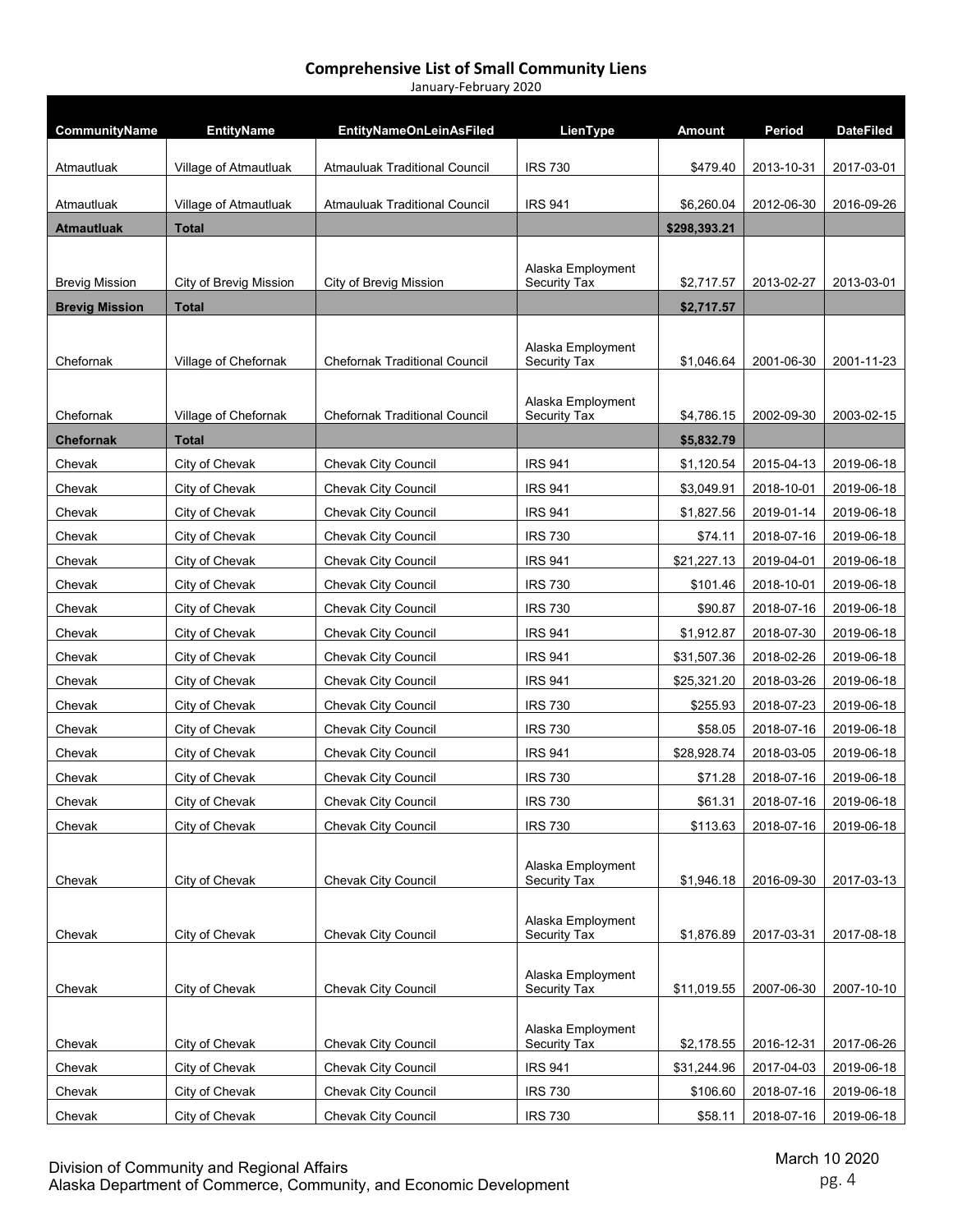## Comprehensive List of Small Community Liens

January-February 2020

| CommunityName | EntityName | EntityNameOnLeinAsFiled | LienType | Amount | Period | DateFiled |
|---|---|---|---|---|---|---|
| Atmautluak | Village of Atmautluak | Atmauluak Traditional Council | IRS 730 | $479.40 | 2013-10-31 | 2017-03-01 |
| Atmautluak | Village of Atmautluak | Atmauluak Traditional Council | IRS 941 | $6,260.04 | 2012-06-30 | 2016-09-26 |
| **Atmautluak** | **Total** | | | **$298,393.21** | | |
| Brevig Mission | City of Brevig Mission | City of Brevig Mission | Alaska Employment Security Tax | $2,717.57 | 2013-02-27 | 2013-03-01 |
| **Brevig Mission** | **Total** | | | **$2,717.57** | | |
| Chefornak | Village of Chefornak | Chefornak Traditional Council | Alaska Employment Security Tax | $1,046.64 | 2001-06-30 | 2001-11-23 |
| Chefornak | Village of Chefornak | Chefornak Traditional Council | Alaska Employment Security Tax | $4,786.15 | 2002-09-30 | 2003-02-15 |
| **Chefornak** | **Total** | | | **$5,832.79** | | |
| Chevak | City of Chevak | Chevak City Council | IRS 941 | $1,120.54 | 2015-04-13 | 2019-06-18 |
| Chevak | City of Chevak | Chevak City Council | IRS 941 | $3,049.91 | 2018-10-01 | 2019-06-18 |
| Chevak | City of Chevak | Chevak City Council | IRS 941 | $1,827.56 | 2019-01-14 | 2019-06-18 |
| Chevak | City of Chevak | Chevak City Council | IRS 730 | $74.11 | 2018-07-16 | 2019-06-18 |
| Chevak | City of Chevak | Chevak City Council | IRS 941 | $21,227.13 | 2019-04-01 | 2019-06-18 |
| Chevak | City of Chevak | Chevak City Council | IRS 730 | $101.46 | 2018-10-01 | 2019-06-18 |
| Chevak | City of Chevak | Chevak City Council | IRS 730 | $90.87 | 2018-07-16 | 2019-06-18 |
| Chevak | City of Chevak | Chevak City Council | IRS 941 | $1,912.87 | 2018-07-30 | 2019-06-18 |
| Chevak | City of Chevak | Chevak City Council | IRS 941 | $31,507.36 | 2018-02-26 | 2019-06-18 |
| Chevak | City of Chevak | Chevak City Council | IRS 941 | $25,321.20 | 2018-03-26 | 2019-06-18 |
| Chevak | City of Chevak | Chevak City Council | IRS 730 | $255.93 | 2018-07-23 | 2019-06-18 |
| Chevak | City of Chevak | Chevak City Council | IRS 730 | $58.05 | 2018-07-16 | 2019-06-18 |
| Chevak | City of Chevak | Chevak City Council | IRS 941 | $28,928.74 | 2018-03-05 | 2019-06-18 |
| Chevak | City of Chevak | Chevak City Council | IRS 730 | $71.28 | 2018-07-16 | 2019-06-18 |
| Chevak | City of Chevak | Chevak City Council | IRS 730 | $61.31 | 2018-07-16 | 2019-06-18 |
| Chevak | City of Chevak | Chevak City Council | IRS 730 | $113.63 | 2018-07-16 | 2019-06-18 |
| Chevak | City of Chevak | Chevak City Council | Alaska Employment Security Tax | $1,946.18 | 2016-09-30 | 2017-03-13 |
| Chevak | City of Chevak | Chevak City Council | Alaska Employment Security Tax | $1,876.89 | 2017-03-31 | 2017-08-18 |
| Chevak | City of Chevak | Chevak City Council | Alaska Employment Security Tax | $11,019.55 | 2007-06-30 | 2007-10-10 |
| Chevak | City of Chevak | Chevak City Council | Alaska Employment Security Tax | $2,178.55 | 2016-12-31 | 2017-06-26 |
| Chevak | City of Chevak | Chevak City Council | IRS 941 | $31,244.96 | 2017-04-03 | 2019-06-18 |
| Chevak | City of Chevak | Chevak City Council | IRS 730 | $106.60 | 2018-07-16 | 2019-06-18 |
| Chevak | City of Chevak | Chevak City Council | IRS 730 | $58.11 | 2018-07-16 | 2019-06-18 |

Division of Community and Regional Affairs
Alaska Department of Commerce, Community, and Economic Development

March 10 2020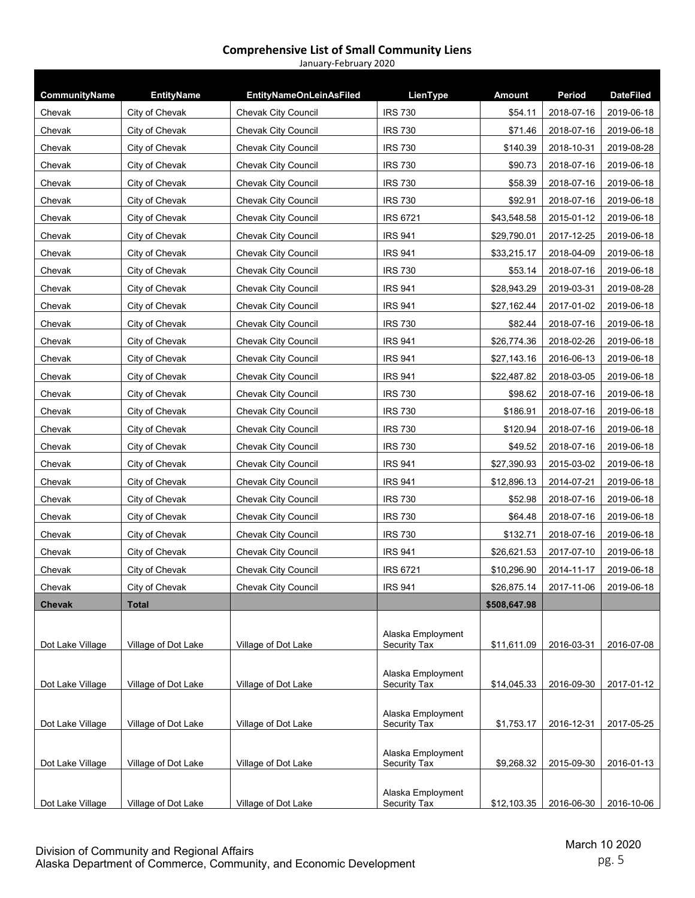## Comprehensive List of Small Community Liens

January-February 2020

| CommunityName | EntityName | EntityNameOnLeinAsFiled | LienType | Amount | Period | DateFiled |
|---|---|---|---|---|---|---|
| Chevak | City of Chevak | Chevak City Council | IRS 730 | $54.11 | 2018-07-16 | 2019-06-18 |
| Chevak | City of Chevak | Chevak City Council | IRS 730 | $71.46 | 2018-07-16 | 2019-06-18 |
| Chevak | City of Chevak | Chevak City Council | IRS 730 | $140.39 | 2018-10-31 | 2019-08-28 |
| Chevak | City of Chevak | Chevak City Council | IRS 730 | $90.73 | 2018-07-16 | 2019-06-18 |
| Chevak | City of Chevak | Chevak City Council | IRS 730 | $58.39 | 2018-07-16 | 2019-06-18 |
| Chevak | City of Chevak | Chevak City Council | IRS 730 | $92.91 | 2018-07-16 | 2019-06-18 |
| Chevak | City of Chevak | Chevak City Council | IRS 6721 | $43,548.58 | 2015-01-12 | 2019-06-18 |
| Chevak | City of Chevak | Chevak City Council | IRS 941 | $29,790.01 | 2017-12-25 | 2019-06-18 |
| Chevak | City of Chevak | Chevak City Council | IRS 941 | $33,215.17 | 2018-04-09 | 2019-06-18 |
| Chevak | City of Chevak | Chevak City Council | IRS 730 | $53.14 | 2018-07-16 | 2019-06-18 |
| Chevak | City of Chevak | Chevak City Council | IRS 941 | $28,943.29 | 2019-03-31 | 2019-08-28 |
| Chevak | City of Chevak | Chevak City Council | IRS 941 | $27,162.44 | 2017-01-02 | 2019-06-18 |
| Chevak | City of Chevak | Chevak City Council | IRS 730 | $82.44 | 2018-07-16 | 2019-06-18 |
| Chevak | City of Chevak | Chevak City Council | IRS 941 | $26,774.36 | 2018-02-26 | 2019-06-18 |
| Chevak | City of Chevak | Chevak City Council | IRS 941 | $27,143.16 | 2016-06-13 | 2019-06-18 |
| Chevak | City of Chevak | Chevak City Council | IRS 941 | $22,487.82 | 2018-03-05 | 2019-06-18 |
| Chevak | City of Chevak | Chevak City Council | IRS 730 | $98.62 | 2018-07-16 | 2019-06-18 |
| Chevak | City of Chevak | Chevak City Council | IRS 730 | $186.91 | 2018-07-16 | 2019-06-18 |
| Chevak | City of Chevak | Chevak City Council | IRS 730 | $120.94 | 2018-07-16 | 2019-06-18 |
| Chevak | City of Chevak | Chevak City Council | IRS 730 | $49.52 | 2018-07-16 | 2019-06-18 |
| Chevak | City of Chevak | Chevak City Council | IRS 941 | $27,390.93 | 2015-03-02 | 2019-06-18 |
| Chevak | City of Chevak | Chevak City Council | IRS 941 | $12,896.13 | 2014-07-21 | 2019-06-18 |
| Chevak | City of Chevak | Chevak City Council | IRS 730 | $52.98 | 2018-07-16 | 2019-06-18 |
| Chevak | City of Chevak | Chevak City Council | IRS 730 | $64.48 | 2018-07-16 | 2019-06-18 |
| Chevak | City of Chevak | Chevak City Council | IRS 730 | $132.71 | 2018-07-16 | 2019-06-18 |
| Chevak | City of Chevak | Chevak City Council | IRS 941 | $26,621.53 | 2017-07-10 | 2019-06-18 |
| Chevak | City of Chevak | Chevak City Council | IRS 6721 | $10,296.90 | 2014-11-17 | 2019-06-18 |
| Chevak | City of Chevak | Chevak City Council | IRS 941 | $26,875.14 | 2017-11-06 | 2019-06-18 |
| **Chevak** | **Total** | | | **$508,647.98** | | |
| Dot Lake Village | Village of Dot Lake | Village of Dot Lake | Alaska Employment Security Tax | $11,611.09 | 2016-03-31 | 2016-07-08 |
| Dot Lake Village | Village of Dot Lake | Village of Dot Lake | Alaska Employment Security Tax | $14,045.33 | 2016-09-30 | 2017-01-12 |
| Dot Lake Village | Village of Dot Lake | Village of Dot Lake | Alaska Employment Security Tax | $1,753.17 | 2016-12-31 | 2017-05-25 |
| Dot Lake Village | Village of Dot Lake | Village of Dot Lake | Alaska Employment Security Tax | $9,268.32 | 2015-09-30 | 2016-01-13 |
| Dot Lake Village | Village of Dot Lake | Village of Dot Lake | Alaska Employment Security Tax | $12,103.35 | 2016-06-30 | 2016-10-06 |

Division of Community and Regional Affairs
Alaska Department of Commerce, Community, and Economic Development

March 10 2020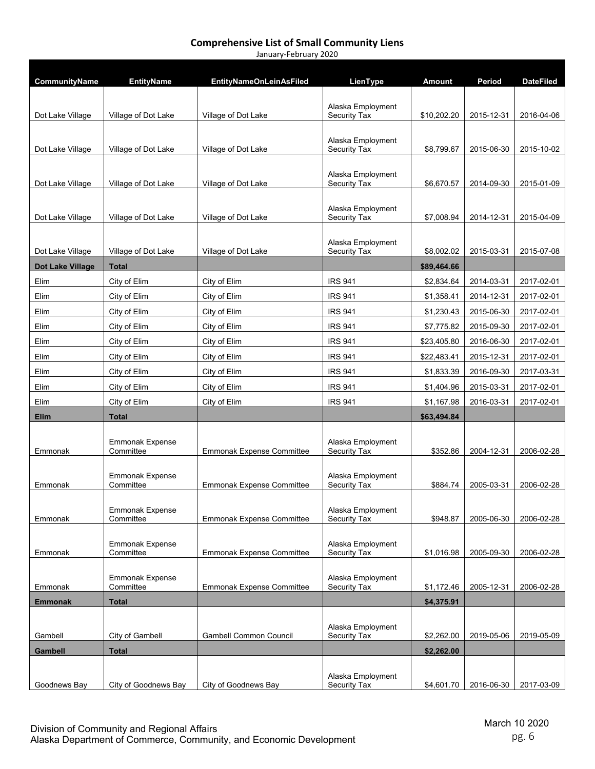## Comprehensive List of Small Community Liens

January-February 2020

| CommunityName | EntityName | EntityNameOnLeinAsFiled | LienType | Amount | Period | DateFiled |
|---|---|---|---|---|---|---|
| Dot Lake Village | Village of Dot Lake | Village of Dot Lake | Alaska Employment Security Tax | $10,202.20 | 2015-12-31 | 2016-04-06 |
| Dot Lake Village | Village of Dot Lake | Village of Dot Lake | Alaska Employment Security Tax | $8,799.67 | 2015-06-30 | 2015-10-02 |
| Dot Lake Village | Village of Dot Lake | Village of Dot Lake | Alaska Employment Security Tax | $6,670.57 | 2014-09-30 | 2015-01-09 |
| Dot Lake Village | Village of Dot Lake | Village of Dot Lake | Alaska Employment Security Tax | $7,008.94 | 2014-12-31 | 2015-04-09 |
| Dot Lake Village | Village of Dot Lake | Village of Dot Lake | Alaska Employment Security Tax | $8,002.02 | 2015-03-31 | 2015-07-08 |
| **Dot Lake Village** | **Total** | | | **$89,464.66** | | |
| Elim | City of Elim | City of Elim | IRS 941 | $2,834.64 | 2014-03-31 | 2017-02-01 |
| Elim | City of Elim | City of Elim | IRS 941 | $1,358.41 | 2014-12-31 | 2017-02-01 |
| Elim | City of Elim | City of Elim | IRS 941 | $1,230.43 | 2015-06-30 | 2017-02-01 |
| Elim | City of Elim | City of Elim | IRS 941 | $7,775.82 | 2015-09-30 | 2017-02-01 |
| Elim | City of Elim | City of Elim | IRS 941 | $23,405.80 | 2016-06-30 | 2017-02-01 |
| Elim | City of Elim | City of Elim | IRS 941 | $22,483.41 | 2015-12-31 | 2017-02-01 |
| Elim | City of Elim | City of Elim | IRS 941 | $1,833.39 | 2016-09-30 | 2017-03-31 |
| Elim | City of Elim | City of Elim | IRS 941 | $1,404.96 | 2015-03-31 | 2017-02-01 |
| Elim | City of Elim | City of Elim | IRS 941 | $1,167.98 | 2016-03-31 | 2017-02-01 |
| **Elim** | **Total** | | | **$63,494.84** | | |
| Emmonak | Emmonak Expense Committee | Emmonak Expense Committee | Alaska Employment Security Tax | $352.86 | 2004-12-31 | 2006-02-28 |
| Emmonak | Emmonak Expense Committee | Emmonak Expense Committee | Alaska Employment Security Tax | $884.74 | 2005-03-31 | 2006-02-28 |
| Emmonak | Emmonak Expense Committee | Emmonak Expense Committee | Alaska Employment Security Tax | $948.87 | 2005-06-30 | 2006-02-28 |
| Emmonak | Emmonak Expense Committee | Emmonak Expense Committee | Alaska Employment Security Tax | $1,016.98 | 2005-09-30 | 2006-02-28 |
| Emmonak | Emmonak Expense Committee | Emmonak Expense Committee | Alaska Employment Security Tax | $1,172.46 | 2005-12-31 | 2006-02-28 |
| **Emmonak** | **Total** | | | **$4,375.91** | | |
| Gambell | City of Gambell | Gambell Common Council | Alaska Employment Security Tax | $2,262.00 | 2019-05-06 | 2019-05-09 |
| **Gambell** | **Total** | | | **$2,262.00** | | |
| Goodnews Bay | City of Goodnews Bay | City of Goodnews Bay | Alaska Employment Security Tax | $4,601.70 | 2016-06-30 | 2017-03-09 |

Division of Community and Regional Affairs
Alaska Department of Commerce, Community, and Economic Development

March 10 2020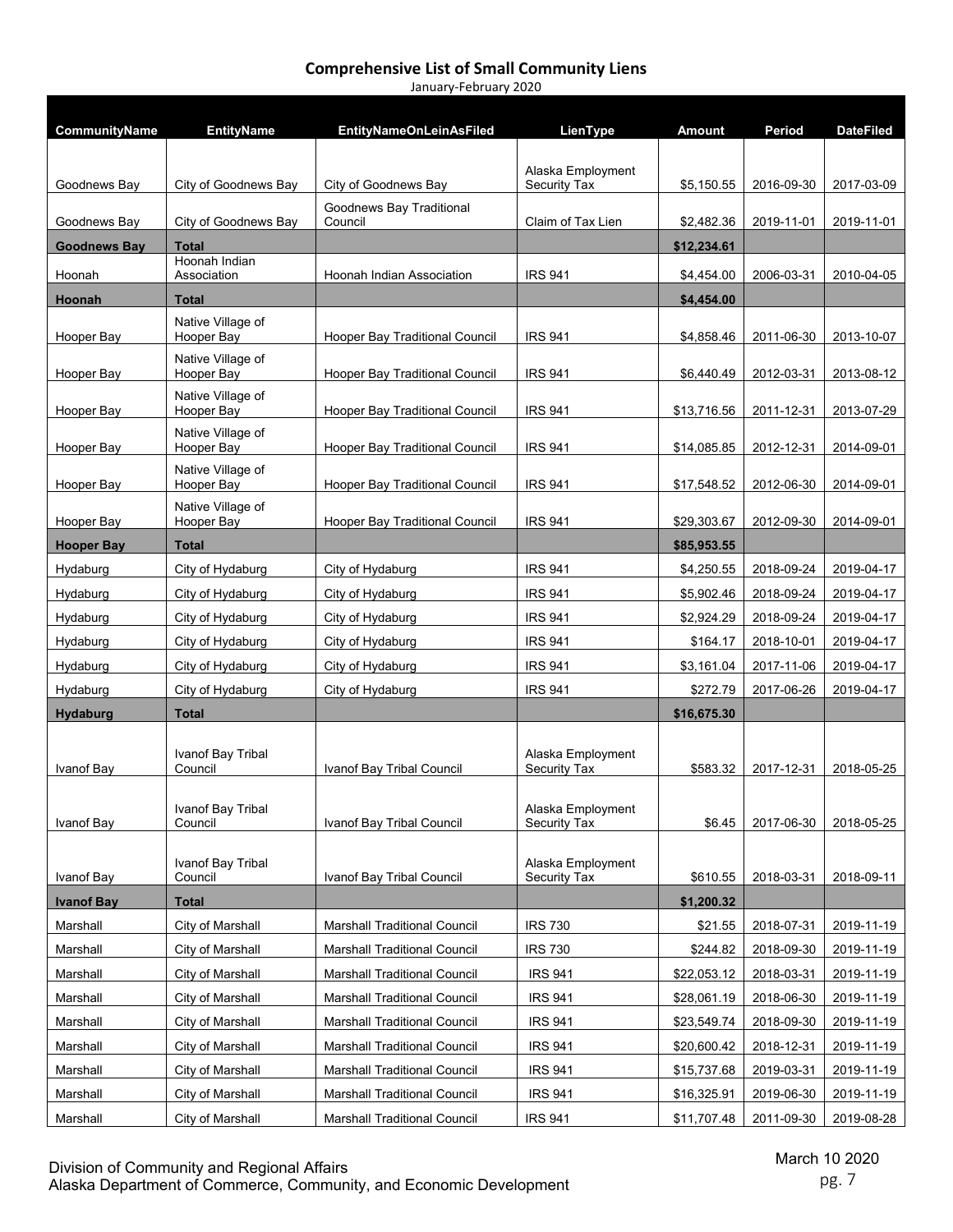# Comprehensive List of Small Community Liens

January-February 2020

| CommunityName | EntityName | EntityNameOnLeinAsFiled | LienType | Amount | Period | DateFiled |
|---|---|---|---|---|---|---|
| Goodnews Bay | City of Goodnews Bay | City of Goodnews Bay | Alaska Employment Security Tax | $5,150.55 | 2016-09-30 | 2017-03-09 |
| Goodnews Bay | City of Goodnews Bay | Goodnews Bay Traditional Council | Claim of Tax Lien | $2,482.36 | 2019-11-01 | 2019-11-01 |
| **Goodnews Bay** | **Total** | | | **$12,234.61** | | |
| Hoonah | Hoonah Indian Association | Hoonah Indian Association | IRS 941 | $4,454.00 | 2006-03-31 | 2010-04-05 |
| **Hoonah** | **Total** | | | **$4,454.00** | | |
| Hooper Bay | Native Village of Hooper Bay | Hooper Bay Traditional Council | IRS 941 | $4,858.46 | 2011-06-30 | 2013-10-07 |
| Hooper Bay | Native Village of Hooper Bay | Hooper Bay Traditional Council | IRS 941 | $6,440.49 | 2012-03-31 | 2013-08-12 |
| Hooper Bay | Native Village of Hooper Bay | Hooper Bay Traditional Council | IRS 941 | $13,716.56 | 2011-12-31 | 2013-07-29 |
| Hooper Bay | Native Village of Hooper Bay | Hooper Bay Traditional Council | IRS 941 | $14,085.85 | 2012-12-31 | 2014-09-01 |
| Hooper Bay | Native Village of Hooper Bay | Hooper Bay Traditional Council | IRS 941 | $17,548.52 | 2012-06-30 | 2014-09-01 |
| Hooper Bay | Native Village of Hooper Bay | Hooper Bay Traditional Council | IRS 941 | $29,303.67 | 2012-09-30 | 2014-09-01 |
| **Hooper Bay** | **Total** | | | **$85,953.55** | | |
| Hydaburg | City of Hydaburg | City of Hydaburg | IRS 941 | $4,250.55 | 2018-09-24 | 2019-04-17 |
| Hydaburg | City of Hydaburg | City of Hydaburg | IRS 941 | $5,902.46 | 2018-09-24 | 2019-04-17 |
| Hydaburg | City of Hydaburg | City of Hydaburg | IRS 941 | $2,924.29 | 2018-09-24 | 2019-04-17 |
| Hydaburg | City of Hydaburg | City of Hydaburg | IRS 941 | $164.17 | 2018-10-01 | 2019-04-17 |
| Hydaburg | City of Hydaburg | City of Hydaburg | IRS 941 | $3,161.04 | 2017-11-06 | 2019-04-17 |
| Hydaburg | City of Hydaburg | City of Hydaburg | IRS 941 | $272.79 | 2017-06-26 | 2019-04-17 |
| **Hydaburg** | **Total** | | | **$16,675.30** | | |
| Ivanof Bay | Ivanof Bay Tribal Council | Ivanof Bay Tribal Council | Alaska Employment Security Tax | $583.32 | 2017-12-31 | 2018-05-25 |
| Ivanof Bay | Ivanof Bay Tribal Council | Ivanof Bay Tribal Council | Alaska Employment Security Tax | $6.45 | 2017-06-30 | 2018-05-25 |
| Ivanof Bay | Ivanof Bay Tribal Council | Ivanof Bay Tribal Council | Alaska Employment Security Tax | $610.55 | 2018-03-31 | 2018-09-11 |
| **Ivanof Bay** | **Total** | | | **$1,200.32** | | |
| Marshall | City of Marshall | Marshall Traditional Council | IRS 730 | $21.55 | 2018-07-31 | 2019-11-19 |
| Marshall | City of Marshall | Marshall Traditional Council | IRS 730 | $244.82 | 2018-09-30 | 2019-11-19 |
| Marshall | City of Marshall | Marshall Traditional Council | IRS 941 | $22,053.12 | 2018-03-31 | 2019-11-19 |
| Marshall | City of Marshall | Marshall Traditional Council | IRS 941 | $28,061.19 | 2018-06-30 | 2019-11-19 |
| Marshall | City of Marshall | Marshall Traditional Council | IRS 941 | $23,549.74 | 2018-09-30 | 2019-11-19 |
| Marshall | City of Marshall | Marshall Traditional Council | IRS 941 | $20,600.42 | 2018-12-31 | 2019-11-19 |
| Marshall | City of Marshall | Marshall Traditional Council | IRS 941 | $15,737.68 | 2019-03-31 | 2019-11-19 |
| Marshall | City of Marshall | Marshall Traditional Council | IRS 941 | $16,325.91 | 2019-06-30 | 2019-11-19 |
| Marshall | City of Marshall | Marshall Traditional Council | IRS 941 | $11,707.48 | 2011-09-30 | 2019-08-28 |

Division of Community and Regional Affairs
Alaska Department of Commerce, Community, and Economic Development

March 10 2020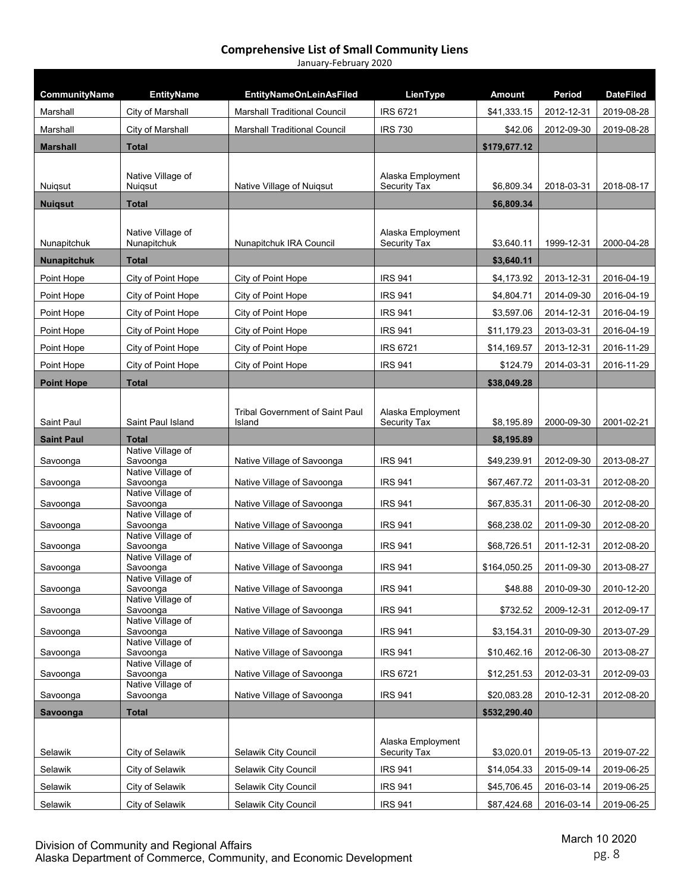# Comprehensive List of Small Community Liens

January-February 2020

| CommunityName | EntityName | EntityNameOnLeinAsFiled | LienType | Amount | Period | DateFiled |
|---|---|---|---|---|---|---|
| Marshall | City of Marshall | Marshall Traditional Council | IRS 6721 | $41,333.15 | 2012-12-31 | 2019-08-28 |
| Marshall | City of Marshall | Marshall Traditional Council | IRS 730 | $42.06 | 2012-09-30 | 2019-08-28 |
| **Marshall** | **Total** | | | **$179,677.12** | | |
| Nuiqsut | Native Village of Nuiqsut | Native Village of Nuiqsut | Alaska Employment Security Tax | $6,809.34 | 2018-03-31 | 2018-08-17 |
| **Nuiqsut** | **Total** | | | **$6,809.34** | | |
| Nunapitchuk | Native Village of Nunapitchuk | Nunapitchuk IRA Council | Alaska Employment Security Tax | $3,640.11 | 1999-12-31 | 2000-04-28 |
| **Nunapitchuk** | **Total** | | | **$3,640.11** | | |
| Point Hope | City of Point Hope | City of Point Hope | IRS 941 | $4,173.92 | 2013-12-31 | 2016-04-19 |
| Point Hope | City of Point Hope | City of Point Hope | IRS 941 | $4,804.71 | 2014-09-30 | 2016-04-19 |
| Point Hope | City of Point Hope | City of Point Hope | IRS 941 | $3,597.06 | 2014-12-31 | 2016-04-19 |
| Point Hope | City of Point Hope | City of Point Hope | IRS 941 | $11,179.23 | 2013-03-31 | 2016-04-19 |
| Point Hope | City of Point Hope | City of Point Hope | IRS 6721 | $14,169.57 | 2013-12-31 | 2016-11-29 |
| Point Hope | City of Point Hope | City of Point Hope | IRS 941 | $124.79 | 2014-03-31 | 2016-11-29 |
| **Point Hope** | **Total** | | | **$38,049.28** | | |
| Saint Paul | Saint Paul Island | Tribal Government of Saint Paul Island | Alaska Employment Security Tax | $8,195.89 | 2000-09-30 | 2001-02-21 |
| **Saint Paul** | **Total** | | | **$8,195.89** | | |
| Savoonga | Native Village of Savoonga | Native Village of Savoonga | IRS 941 | $49,239.91 | 2012-09-30 | 2013-08-27 |
| Savoonga | Native Village of Savoonga | Native Village of Savoonga | IRS 941 | $67,467.72 | 2011-03-31 | 2012-08-20 |
| Savoonga | Native Village of Savoonga | Native Village of Savoonga | IRS 941 | $67,835.31 | 2011-06-30 | 2012-08-20 |
| Savoonga | Native Village of Savoonga | Native Village of Savoonga | IRS 941 | $68,238.02 | 2011-09-30 | 2012-08-20 |
| Savoonga | Native Village of Savoonga | Native Village of Savoonga | IRS 941 | $68,726.51 | 2011-12-31 | 2012-08-20 |
| Savoonga | Native Village of Savoonga | Native Village of Savoonga | IRS 941 | $164,050.25 | 2011-09-30 | 2013-08-27 |
| Savoonga | Native Village of Savoonga | Native Village of Savoonga | IRS 941 | $48.88 | 2010-09-30 | 2010-12-20 |
| Savoonga | Native Village of Savoonga | Native Village of Savoonga | IRS 941 | $732.52 | 2009-12-31 | 2012-09-17 |
| Savoonga | Native Village of Savoonga | Native Village of Savoonga | IRS 941 | $3,154.31 | 2010-09-30 | 2013-07-29 |
| Savoonga | Native Village of Savoonga | Native Village of Savoonga | IRS 941 | $10,462.16 | 2012-06-30 | 2013-08-27 |
| Savoonga | Native Village of Savoonga | Native Village of Savoonga | IRS 6721 | $12,251.53 | 2012-03-31 | 2012-09-03 |
| Savoonga | Native Village of Savoonga | Native Village of Savoonga | IRS 941 | $20,083.28 | 2010-12-31 | 2012-08-20 |
| **Savoonga** | **Total** | | | **$532,290.40** | | |
| Selawik | City of Selawik | Selawik City Council | Alaska Employment Security Tax | $3,020.01 | 2019-05-13 | 2019-07-22 |
| Selawik | City of Selawik | Selawik City Council | IRS 941 | $14,054.33 | 2015-09-14 | 2019-06-25 |
| Selawik | City of Selawik | Selawik City Council | IRS 941 | $45,706.45 | 2016-03-14 | 2019-06-25 |
| Selawik | City of Selawik | Selawik City Council | IRS 941 | $87,424.68 | 2016-03-14 | 2019-06-25 |

Division of Community and Regional Affairs
Alaska Department of Commerce, Community, and Economic Development

March 10 2020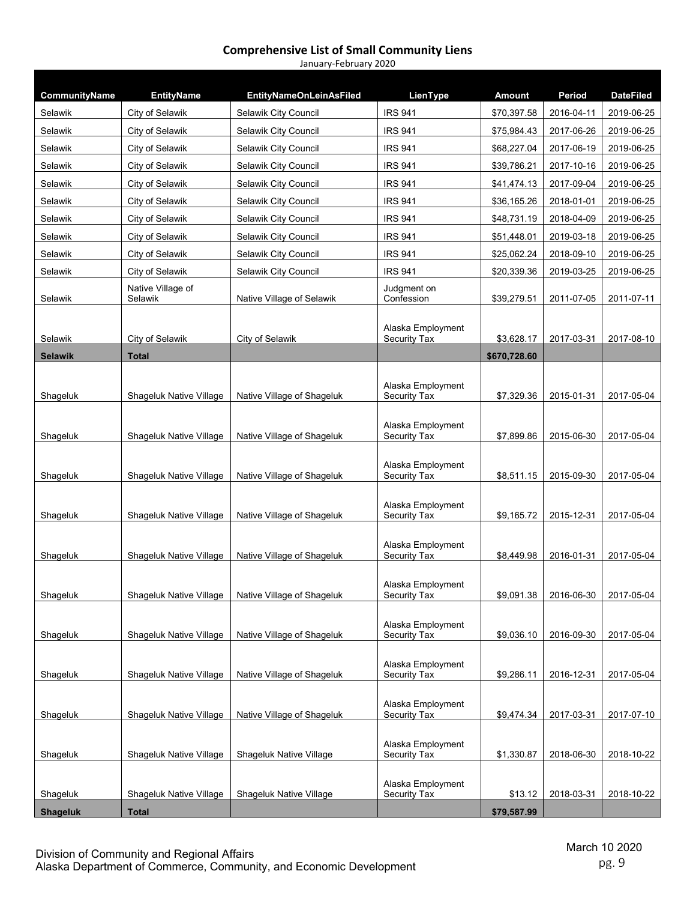# Comprehensive List of Small Community Liens

January-February 2020

| CommunityName | EntityName | EntityNameOnLeinAsFiled | LienType | Amount | Period | DateFiled |
|---|---|---|---|---|---|---|
| Selawik | City of Selawik | Selawik City Council | IRS 941 | $70,397.58 | 2016-04-11 | 2019-06-25 |
| Selawik | City of Selawik | Selawik City Council | IRS 941 | $75,984.43 | 2017-06-26 | 2019-06-25 |
| Selawik | City of Selawik | Selawik City Council | IRS 941 | $68,227.04 | 2017-06-19 | 2019-06-25 |
| Selawik | City of Selawik | Selawik City Council | IRS 941 | $39,786.21 | 2017-10-16 | 2019-06-25 |
| Selawik | City of Selawik | Selawik City Council | IRS 941 | $41,474.13 | 2017-09-04 | 2019-06-25 |
| Selawik | City of Selawik | Selawik City Council | IRS 941 | $36,165.26 | 2018-01-01 | 2019-06-25 |
| Selawik | City of Selawik | Selawik City Council | IRS 941 | $48,731.19 | 2018-04-09 | 2019-06-25 |
| Selawik | City of Selawik | Selawik City Council | IRS 941 | $51,448.01 | 2019-03-18 | 2019-06-25 |
| Selawik | City of Selawik | Selawik City Council | IRS 941 | $25,062.24 | 2018-09-10 | 2019-06-25 |
| Selawik | City of Selawik | Selawik City Council | IRS 941 | $20,339.36 | 2019-03-25 | 2019-06-25 |
| Selawik | Native Village of Selawik | Native Village of Selawik | Judgment on Confession | $39,279.51 | 2011-07-05 | 2011-07-11 |
| Selawik | City of Selawik | City of Selawik | Alaska Employment Security Tax | $3,628.17 | 2017-03-31 | 2017-08-10 |
| **Selawik** | **Total** | | | **$670,728.60** | | |
| Shageluk | Shageluk Native Village | Native Village of Shageluk | Alaska Employment Security Tax | $7,329.36 | 2015-01-31 | 2017-05-04 |
| Shageluk | Shageluk Native Village | Native Village of Shageluk | Alaska Employment Security Tax | $7,899.86 | 2015-06-30 | 2017-05-04 |
| Shageluk | Shageluk Native Village | Native Village of Shageluk | Alaska Employment Security Tax | $8,511.15 | 2015-09-30 | 2017-05-04 |
| Shageluk | Shageluk Native Village | Native Village of Shageluk | Alaska Employment Security Tax | $9,165.72 | 2015-12-31 | 2017-05-04 |
| Shageluk | Shageluk Native Village | Native Village of Shageluk | Alaska Employment Security Tax | $8,449.98 | 2016-01-31 | 2017-05-04 |
| Shageluk | Shageluk Native Village | Native Village of Shageluk | Alaska Employment Security Tax | $9,091.38 | 2016-06-30 | 2017-05-04 |
| Shageluk | Shageluk Native Village | Native Village of Shageluk | Alaska Employment Security Tax | $9,036.10 | 2016-09-30 | 2017-05-04 |
| Shageluk | Shageluk Native Village | Native Village of Shageluk | Alaska Employment Security Tax | $9,286.11 | 2016-12-31 | 2017-05-04 |
| Shageluk | Shageluk Native Village | Native Village of Shageluk | Alaska Employment Security Tax | $9,474.34 | 2017-03-31 | 2017-07-10 |
| Shageluk | Shageluk Native Village | Shageluk Native Village | Alaska Employment Security Tax | $1,330.87 | 2018-06-30 | 2018-10-22 |
| Shageluk | Shageluk Native Village | Shageluk Native Village | Alaska Employment Security Tax | $13.12 | 2018-03-31 | 2018-10-22 |
| **Shageluk** | **Total** | | | **$79,587.99** | | |

Division of Community and Regional Affairs
Alaska Department of Commerce, Community, and Economic Development

March 10 2020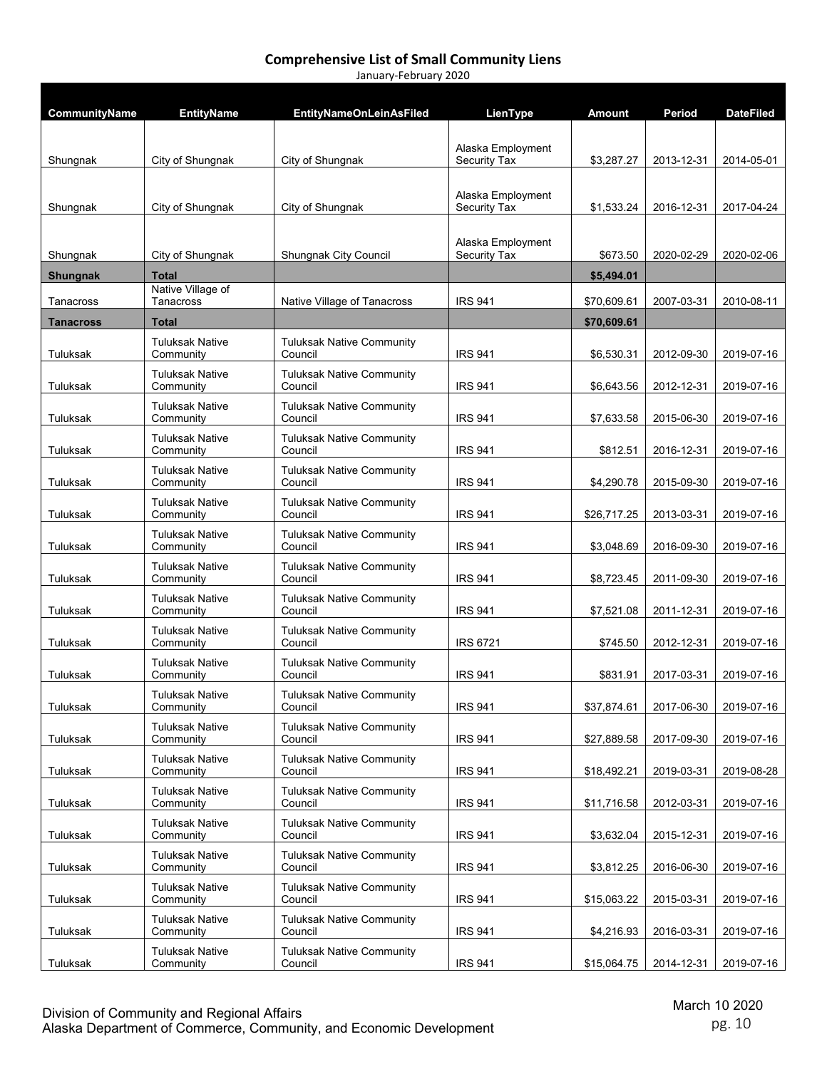# Comprehensive List of Small Community Liens

January-February 2020

| CommunityName | EntityName | EntityNameOnLeinAsFiled | LienType | Amount | Period | DateFiled |
|---|---|---|---|---|---|---|
| Shungnak | City of Shungnak | City of Shungnak | Alaska Employment Security Tax | $3,287.27 | 2013-12-31 | 2014-05-01 |
| Shungnak | City of Shungnak | City of Shungnak | Alaska Employment Security Tax | $1,533.24 | 2016-12-31 | 2017-04-24 |
| Shungnak | City of Shungnak | Shungnak City Council | Alaska Employment Security Tax | $673.50 | 2020-02-29 | 2020-02-06 |
| **Shungnak** | **Total** | | | **$5,494.01** | | |
| Tanacross | Native Village of Tanacross | Native Village of Tanacross | IRS 941 | $70,609.61 | 2007-03-31 | 2010-08-11 |
| **Tanacross** | **Total** | | | **$70,609.61** | | |
| Tuluksak | Tuluksak Native Community | Tuluksak Native Community Council | IRS 941 | $6,530.31 | 2012-09-30 | 2019-07-16 |
| Tuluksak | Tuluksak Native Community | Tuluksak Native Community Council | IRS 941 | $6,643.56 | 2012-12-31 | 2019-07-16 |
| Tuluksak | Tuluksak Native Community | Tuluksak Native Community Council | IRS 941 | $7,633.58 | 2015-06-30 | 2019-07-16 |
| Tuluksak | Tuluksak Native Community | Tuluksak Native Community Council | IRS 941 | $812.51 | 2016-12-31 | 2019-07-16 |
| Tuluksak | Tuluksak Native Community | Tuluksak Native Community Council | IRS 941 | $4,290.78 | 2015-09-30 | 2019-07-16 |
| Tuluksak | Tuluksak Native Community | Tuluksak Native Community Council | IRS 941 | $26,717.25 | 2013-03-31 | 2019-07-16 |
| Tuluksak | Tuluksak Native Community | Tuluksak Native Community Council | IRS 941 | $3,048.69 | 2016-09-30 | 2019-07-16 |
| Tuluksak | Tuluksak Native Community | Tuluksak Native Community Council | IRS 941 | $8,723.45 | 2011-09-30 | 2019-07-16 |
| Tuluksak | Tuluksak Native Community | Tuluksak Native Community Council | IRS 941 | $7,521.08 | 2011-12-31 | 2019-07-16 |
| Tuluksak | Tuluksak Native Community | Tuluksak Native Community Council | IRS 6721 | $745.50 | 2012-12-31 | 2019-07-16 |
| Tuluksak | Tuluksak Native Community | Tuluksak Native Community Council | IRS 941 | $831.91 | 2017-03-31 | 2019-07-16 |
| Tuluksak | Tuluksak Native Community | Tuluksak Native Community Council | IRS 941 | $37,874.61 | 2017-06-30 | 2019-07-16 |
| Tuluksak | Tuluksak Native Community | Tuluksak Native Community Council | IRS 941 | $27,889.58 | 2017-09-30 | 2019-07-16 |
| Tuluksak | Tuluksak Native Community | Tuluksak Native Community Council | IRS 941 | $18,492.21 | 2019-03-31 | 2019-08-28 |
| Tuluksak | Tuluksak Native Community | Tuluksak Native Community Council | IRS 941 | $11,716.58 | 2012-03-31 | 2019-07-16 |
| Tuluksak | Tuluksak Native Community | Tuluksak Native Community Council | IRS 941 | $3,632.04 | 2015-12-31 | 2019-07-16 |
| Tuluksak | Tuluksak Native Community | Tuluksak Native Community Council | IRS 941 | $3,812.25 | 2016-06-30 | 2019-07-16 |
| Tuluksak | Tuluksak Native Community | Tuluksak Native Community Council | IRS 941 | $15,063.22 | 2015-03-31 | 2019-07-16 |
| Tuluksak | Tuluksak Native Community | Tuluksak Native Community Council | IRS 941 | $4,216.93 | 2016-03-31 | 2019-07-16 |
| Tuluksak | Tuluksak Native Community | Tuluksak Native Community Council | IRS 941 | $15,064.75 | 2014-12-31 | 2019-07-16 |

Division of Community and Regional Affairs
Alaska Department of Commerce, Community, and Economic Development

March 10 2020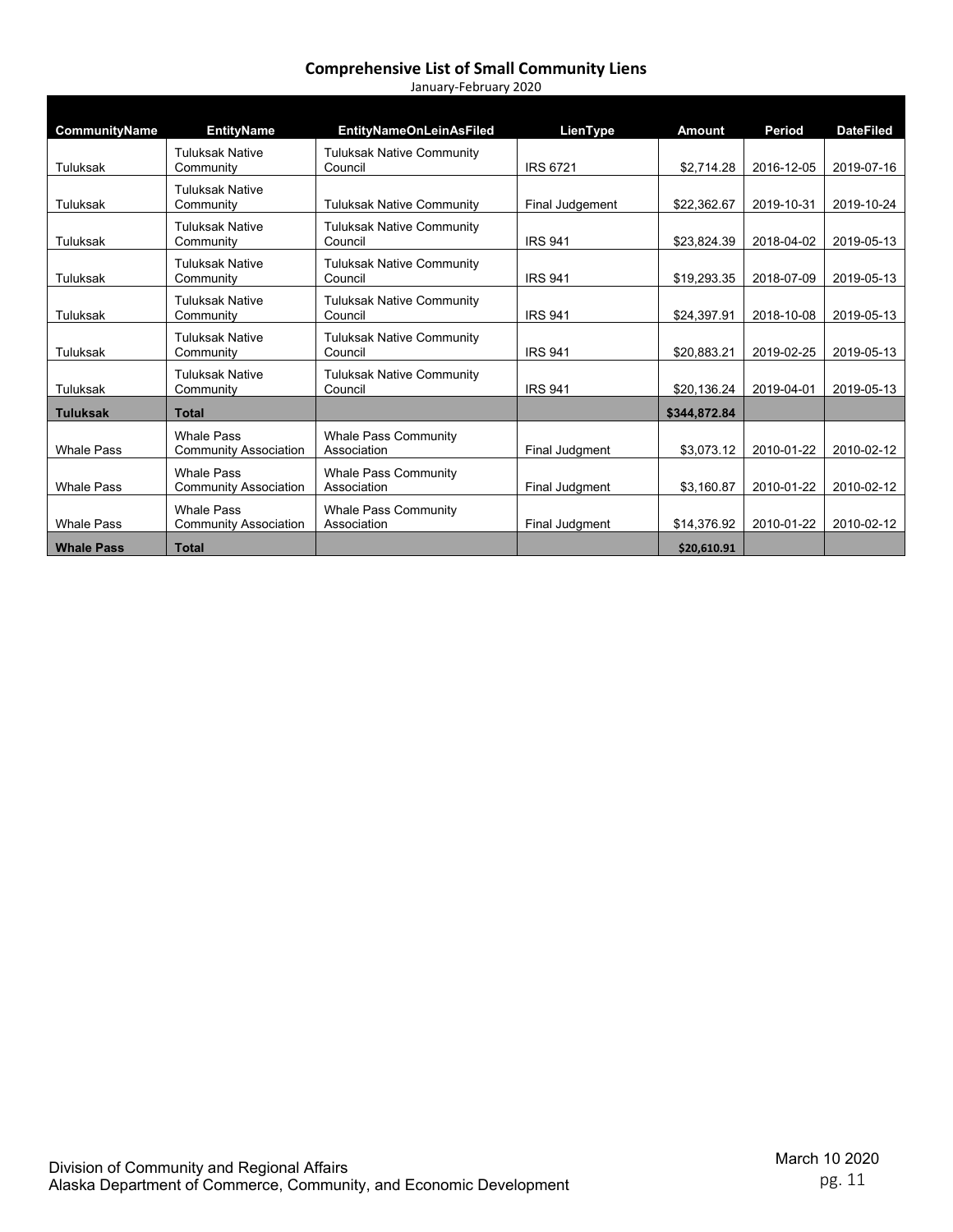# Comprehensive List of Small Community Liens

January-February 2020

| CommunityName | EntityName | EntityNameOnLeinAsFiled | LienType | Amount | Period | DateFiled |
|---|---|---|---|---|---|---|
| Tuluksak | Tuluksak Native Community | Tuluksak Native Community Council | IRS 6721 | $2,714.28 | 2016-12-05 | 2019-07-16 |
| Tuluksak | Tuluksak Native Community | Tuluksak Native Community | Final Judgement | $22,362.67 | 2019-10-31 | 2019-10-24 |
| Tuluksak | Tuluksak Native Community | Tuluksak Native Community Council | IRS 941 | $23,824.39 | 2018-04-02 | 2019-05-13 |
| Tuluksak | Tuluksak Native Community | Tuluksak Native Community Council | IRS 941 | $19,293.35 | 2018-07-09 | 2019-05-13 |
| Tuluksak | Tuluksak Native Community | Tuluksak Native Community Council | IRS 941 | $24,397.91 | 2018-10-08 | 2019-05-13 |
| Tuluksak | Tuluksak Native Community | Tuluksak Native Community Council | IRS 941 | $20,883.21 | 2019-02-25 | 2019-05-13 |
| Tuluksak | Tuluksak Native Community | Tuluksak Native Community Council | IRS 941 | $20,136.24 | 2019-04-01 | 2019-05-13 |
| **Tuluksak** | **Total** | | | **$344,872.84** | | |
| Whale Pass | Whale Pass Community Association | Whale Pass Community Association | Final Judgment | $3,073.12 | 2010-01-22 | 2010-02-12 |
| Whale Pass | Whale Pass Community Association | Whale Pass Community Association | Final Judgment | $3,160.87 | 2010-01-22 | 2010-02-12 |
| Whale Pass | Whale Pass Community Association | Whale Pass Community Association | Final Judgment | $14,376.92 | 2010-01-22 | 2010-02-12 |
| **Whale Pass** | **Total** | | | **$20,610.91** | | |